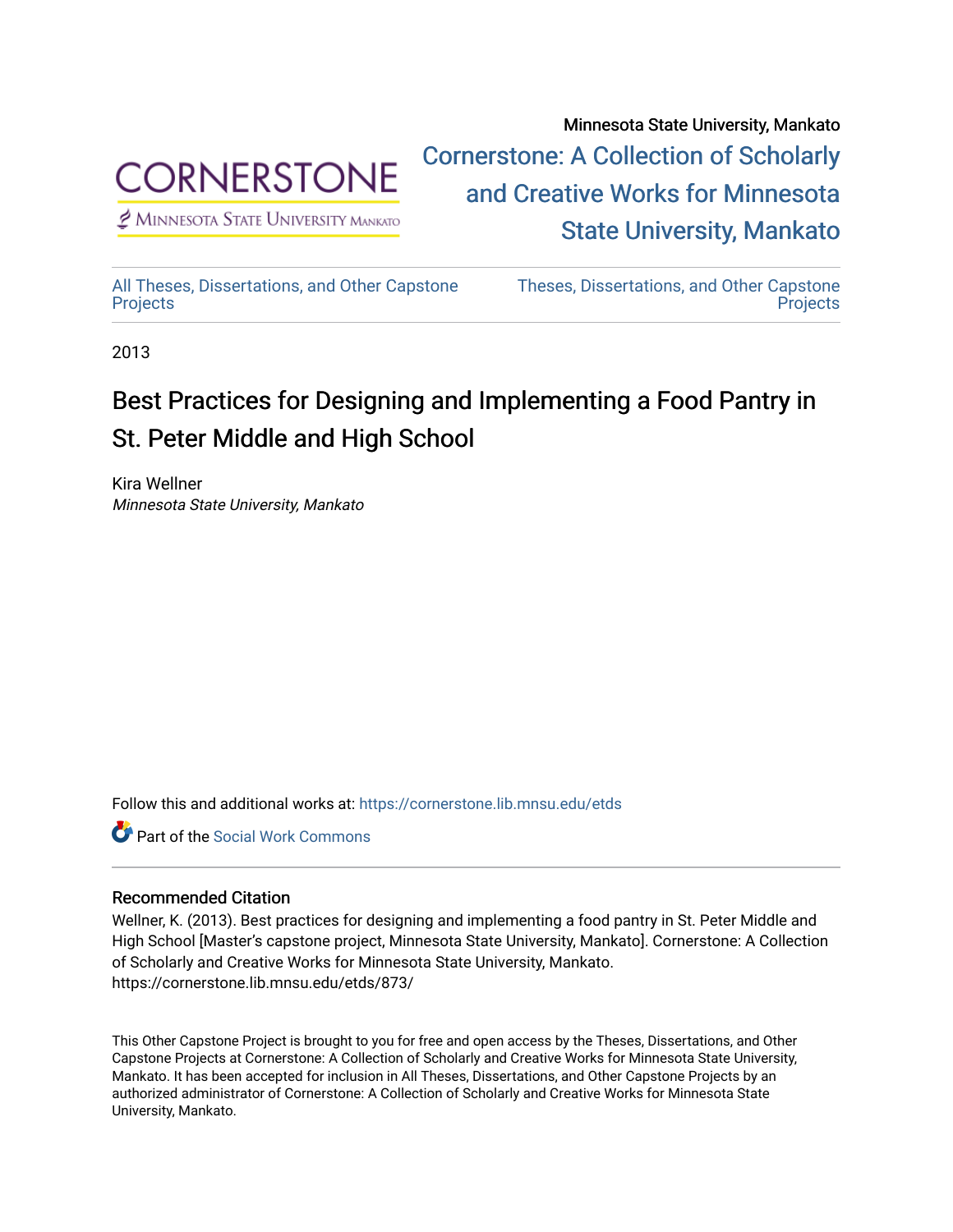Minnesota State University, Mankato

Cornerstone: A Collection of Scholarly and Creative Works for Minnesota State University, Mankato

All Theses, Dissertations, and Other Capstone Projects

Theses, Dissertations, and Other Capstone Projects

2013

# Best Practices for Designing and Implementing a Food Pantry in St. Peter Middle and High School

Kira Wellner
*Minnesota State University, Mankato*

Follow this and additional works at: https://cornerstone.lib.mnsu.edu/etds

Part of the Social Work Commons

## Recommended Citation

Wellner, K. (2013). Best practices for designing and implementing a food pantry in St. Peter Middle and High School [Master's capstone project, Minnesota State University, Mankato]. Cornerstone: A Collection of Scholarly and Creative Works for Minnesota State University, Mankato. https://cornerstone.lib.mnsu.edu/etds/873/

This Other Capstone Project is brought to you for free and open access by the Theses, Dissertations, and Other Capstone Projects at Cornerstone: A Collection of Scholarly and Creative Works for Minnesota State University, Mankato. It has been accepted for inclusion in All Theses, Dissertations, and Other Capstone Projects by an authorized administrator of Cornerstone: A Collection of Scholarly and Creative Works for Minnesota State University, Mankato.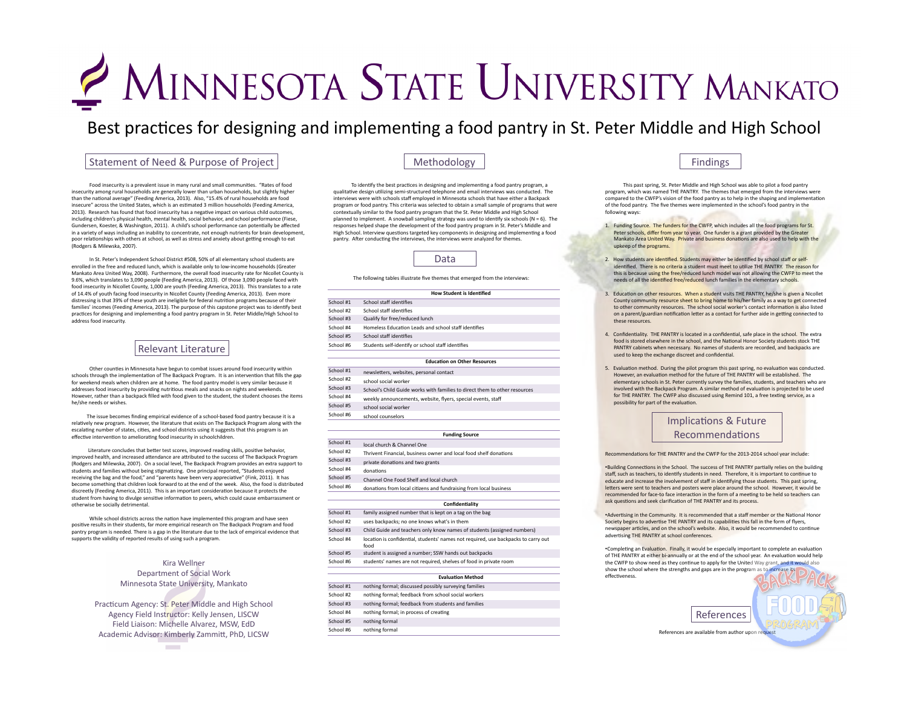# Minnesota State University Mankato

## Best practices for designing and implementing a food pantry in St. Peter Middle and High School

### Statement of Need & Purpose of Project

Food insecurity is a prevalent issue in many rural and small communities. "Rates of food insecurity among rural households are generally lower than urban households, but slightly higher than the national average" (Feeding America, 2013). Also, "15.4% of rural households are food insecure" across the United States, which is an estimated 3 million households (Feeding America, 2013). Research has found that food insecurity has a negative impact on various child outcomes, including children's physical health, mental health, social behavior, and school performance (Fiese, Gundersen, Koester, & Washington, 2011). A child's school performance can potentially be affected in a variety of ways including an inability to concentrate, not enough nutrients for brain development, poor relationships with others at school, as well as stress and anxiety about getting enough to eat (Rodgers & Milewska, 2007).

In St. Peter's Independent School District #508, 50% of all elementary school students are enrolled in the free and reduced lunch, which is available only to low-income households (Greater Mankato Area United Way, 2008). Furthermore, the overall food insecurity rate for Nicollet County is 9.6%, which translates to 3,090 people (Feeding America, 2013). Of those 3,090 people faced with food insecurity in Nicollet County, 1,000 are youth (Feeding America, 2013). This translates to a rate of 14.4% of youth facing food insecurity in Nicollet County (Feeding America, 2013). Even more distressing is that 39% of these youth are ineligible for federal nutrition programs because of their families' incomes (Feeding America, 2013). The purpose of this capstone project was to identify best practices for designing and implementing a food pantry program in St. Peter Middle/High School to address food insecurity.

### Relevant Literature

Other counties in Minnesota have begun to combat issues around food insecurity within schools through the implementation of The Backpack Program. It is an intervention that fills the gap for weekend meals when children are at home. The food pantry model is very similar because it addresses food insecurity by providing nutritious meals and snacks on nights and weekends. However, rather than a backpack filled with food given to the student, the student chooses the items he/she needs or wishes.

The issue becomes finding empirical evidence of a school-based food pantry because it is a relatively new program. However, the literature that exists on The Backpack Program along with the escalating number of states, cities, and school districts using it suggests that this program is an effective intervention to ameliorating food insecurity in schoolchildren.

Literature concludes that better test scores, improved reading skills, positive behavior, improved health, and increased attendance are attributed to the success of The Backpack Program (Rodgers and Milewska, 2007). On a social level, The Backpack Program provides an extra support to students and families without being stigmatizing. One principal reported, "Students enjoyed receiving the bag and the food," and "parents have been very appreciative" (Fink, 2011). It has become something that children look forward to at the end of the week. Also, the food is distributed discreetly (Feeding America, 2011). This is an important consideration because it protects the student from having to divulge sensitive information to peers, which could cause embarrassment or otherwise be socially detrimental.

While school districts across the nation have implemented this program and have seen positive results in their students, far more empirical research on The Backpack Program and food pantry program is needed. There is a gap in the literature due to the lack of empirical evidence that supports the validity of reported results of using such a program.

Kira Wellner
Department of Social Work
Minnesota State University, Mankato

Practicum Agency: St. Peter Middle and High School
Agency Field Instructor: Kelly Jensen, LISCW
Field Liaison: Michelle Alvarez, MSW, EdD
Academic Advisor: Kimberly Zammitt, PhD, LICSW

### Methodology

To identify the best practices in designing and implementing a food pantry program, a qualitative design utilizing semi-structured telephone and email interviews was conducted. The interviews were with schools staff employed in Minnesota schools that have either a Backpack program or food pantry. This criteria was selected to obtain a small sample of programs that were contextually similar to the food pantry program that the St. Peter Middle and High School planned to implement. A snowball sampling strategy was used to identify six schools (N = 6). The responses helped shape the development of the food pantry program in St. Peter's Middle and High School. Interview questions targeted key components in designing and implementing a food pantry. After conducting the interviews, the interviews were analyzed for themes.

### Data

The following tables illustrate five themes that emerged from the interviews:

| | How Student is Identified |
|---|---|
| School #1 | School staff identifies |
| School #2 | School staff identifies |
| School #3 | Qualify for free/reduced lunch |
| School #4 | Homeless Education Leads and school staff identifies |
| School #5 | School staff identifies |
| School #6 | Students self-identify or school staff identifies |

| | Education on Other Resources |
|---|---|
| School #1 | newsletters, websites, personal contact |
| School #2 | school social worker |
| School #3 | School's Child Guide works with families to direct them to other resources |
| School #4 | weekly announcements, website, flyers, special events, staff |
| School #5 | school social worker |
| School #6 | school counselors |

| | Funding Source |
|---|---|
| School #1 | local church & Channel One |
| School #2 | Thrivent Financial, business owner and local food shelf donations |
| School #3 | private donations and two grants |
| School #4 | donations |
| School #5 | Channel One Food Shelf and local church |
| School #6 | donations from local citizens and fundraising from local business |

| | Confidentiality |
|---|---|
| School #1 | family assigned number that is kept on a tag on the bag |
| School #2 | uses backpacks; no one knows what's in them |
| School #3 | Child Guide and teachers only know names of students (assigned numbers) |
| School #4 | location is confidential, students' names not required, use backpacks to carry out food |
| School #5 | student is assigned a number; SSW hands out backpacks |
| School #6 | students' names are not required, shelves of food in private room |

| | Evaluation Method |
|---|---|
| School #1 | nothing formal; discussed possibly surveying families |
| School #2 | nothing formal; feedback from school social workers |
| School #3 | nothing formal; feedback from students and families |
| School #4 | nothing formal; in process of creating |
| School #5 | nothing formal |
| School #6 | nothing formal |

### Findings

This past spring, St. Peter Middle and High School was able to pilot a food pantry program, which was named THE PANTRY. The themes that emerged from the interviews were compared to the CWFP's vision of the food pantry as to help in the shaping and implementation of the food pantry. The five themes were implemented in the school's food pantry in the following ways:

1. Funding Source. The funders for the CWFP, which includes all the food programs for St. Peter schools, differ from year to year. One funder is a grant provided by the Greater Mankato Area United Way. Private and business donations are also used to help with the upkeep of the programs.
2. How students are identified. Students may either be identified by school staff or self-identified. There is no criteria a student must meet to utilize THE PANTRY. The reason for this is because using the free/reduced lunch model was not allowing the CWFP to meet the needs of all the identified free/reduced lunch families in the elementary schools.
3. Education on other resources. When a student visits THE PANTRY, he/she is given a Nicollet County community resource sheet to bring home to his/her family as a way to get connected to other community resources. The school social worker's contact information is also listed on a parent/guardian notification letter as a contact for further aide in getting connected to these resources.
4. Confidentiality. THE PANTRY is located in a confidential, safe place in the school. The extra food is stored elsewhere in the school, and the National Honor Society students stock THE PANTRY cabinets when necessary. No names of students are recorded, and backpacks are used to keep the exchange discreet and confidential.
5. Evaluation method. During the pilot program this past spring, no evaluation was conducted. However, an evaluation method for the future of THE PANTRY will be established. The elementary schools in St. Peter currently survey the families, students, and teachers who are involved with the Backpack Program. A similar method of evaluation is projected to be used for THE PANTRY. The CWFP also discussed using Remind 101, a free texting service, as a possibility for part of the evaluation.

### Implications & Future Recommendations

Recommendations for THE PANTRY and the CWFP for the 2013-2014 school year include:

•Building Connections in the School. The success of THE PANTRY partially relies on the building staff, such as teachers, to identify students in need. Therefore, it is important to continue to educate and increase the involvement of staff in identifying those students. This past spring, letters were sent to teachers and posters were place around the school. However, it would be recommended for face-to face interaction in the form of a meeting to be held so teachers can ask questions and seek clarification of THE PANTRY and its process.

•Advertising in the Community. It is recommended that a staff member or the National Honor Society begins to advertise THE PANTRY and its capabilities this fall in the form of flyers, newspaper articles, and on the school's website. Also, it would be recommended to continue advertising THE PANTRY at school conferences.

•Completing an Evaluation. Finally, it would be especially important to complete an evaluation of THE PANTRY at either bi-annually or at the end of the school year. An evaluation would help the CWFP to show need as they continue to apply for the United Way grant, and it would also show the school where the strengths and gaps are in the program as to increase its effectiveness.

### References

References are available from author upon request